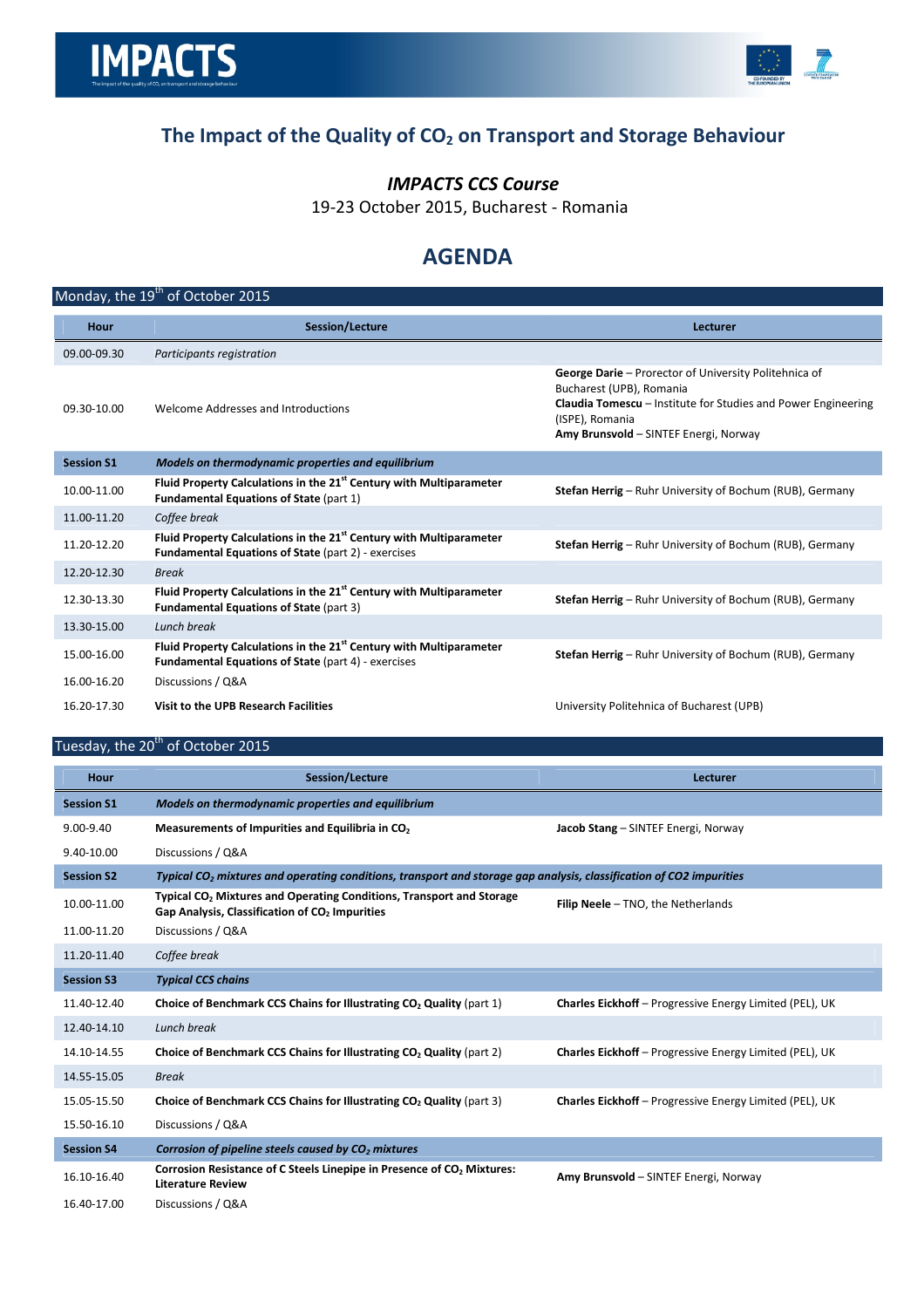# The Impact of the Quality of $CO_2$ on Transport and Storage Behaviour

## *IMPACTS CCS Course*

19-23 October 2015, Bucharest - Romania

## AGENDA

### Monday, the 19th of October 2015

| Hour | Session/Lecture | Lecturer |
|---|---|---|
| 09.00-09.30 | *Participants registration* | |
| 09.30-10.00 | Welcome Addresses and Introductions | **George Darie** – Prorector of University Politehnica of Bucharest (UPB), Romania<br>**Claudia Tomescu** – Institute for Studies and Power Engineering (ISPE), Romania<br>**Amy Brunsvold** – SINTEF Energi, Norway |
| **Session S1** | ***Models on thermodynamic properties and equilibrium*** | |
| 10.00-11.00 | **Fluid Property Calculations in the 21st Century with Multiparameter Fundamental Equations of State** (part 1) | **Stefan Herrig** – Ruhr University of Bochum (RUB), Germany |
| 11.00-11.20 | *Coffee break* | |
| 11.20-12.20 | **Fluid Property Calculations in the 21st Century with Multiparameter Fundamental Equations of State** (part 2) - exercises | **Stefan Herrig** – Ruhr University of Bochum (RUB), Germany |
| 12.20-12.30 | *Break* | |
| 12.30-13.30 | **Fluid Property Calculations in the 21st Century with Multiparameter Fundamental Equations of State** (part 3) | **Stefan Herrig** – Ruhr University of Bochum (RUB), Germany |
| 13.30-15.00 | *Lunch break* | |
| 15.00-16.00 | **Fluid Property Calculations in the 21st Century with Multiparameter Fundamental Equations of State** (part 4) - exercises | **Stefan Herrig** – Ruhr University of Bochum (RUB), Germany |
| 16.00-16.20 | Discussions / Q&A | |
| 16.20-17.30 | **Visit to the UPB Research Facilities** | University Politehnica of Bucharest (UPB) |

### Tuesday, the 20th of October 2015

| Hour | Session/Lecture | Lecturer |
|---|---|---|
| **Session S1** | ***Models on thermodynamic properties and equilibrium*** | |
| 9.00-9.40 | **Measurements of Impurities and Equilibria in $CO_2$** | **Jacob Stang** – SINTEF Energi, Norway |
| 9.40-10.00 | Discussions / Q&A | |
| **Session S2** | ***Typical $CO_2$ mixtures and operating conditions, transport and storage gap analysis, classification of CO2 impurities*** | |
| 10.00-11.00 | **Typical $CO_2$ Mixtures and Operating Conditions, Transport and Storage Gap Analysis, Classification of $CO_2$ Impurities** | **Filip Neele** – TNO, the Netherlands |
| 11.00-11.20 | Discussions / Q&A | |
| 11.20-11.40 | *Coffee break* | |
| **Session S3** | ***Typical CCS chains*** | |
| 11.40-12.40 | **Choice of Benchmark CCS Chains for Illustrating $CO_2$ Quality** (part 1) | **Charles Eickhoff** – Progressive Energy Limited (PEL), UK |
| 12.40-14.10 | *Lunch break* | |
| 14.10-14.55 | **Choice of Benchmark CCS Chains for Illustrating $CO_2$ Quality** (part 2) | **Charles Eickhoff** – Progressive Energy Limited (PEL), UK |
| 14.55-15.05 | *Break* | |
| 15.05-15.50 | **Choice of Benchmark CCS Chains for Illustrating $CO_2$ Quality** (part 3) | **Charles Eickhoff** – Progressive Energy Limited (PEL), UK |
| 15.50-16.10 | Discussions / Q&A | |
| **Session S4** | ***Corrosion of pipeline steels caused by $CO_2$ mixtures*** | |
| 16.10-16.40 | **Corrosion Resistance of C Steels Linepipe in Presence of $CO_2$ Mixtures: Literature Review** | **Amy Brunsvold** – SINTEF Energi, Norway |
| 16.40-17.00 | Discussions / Q&A | |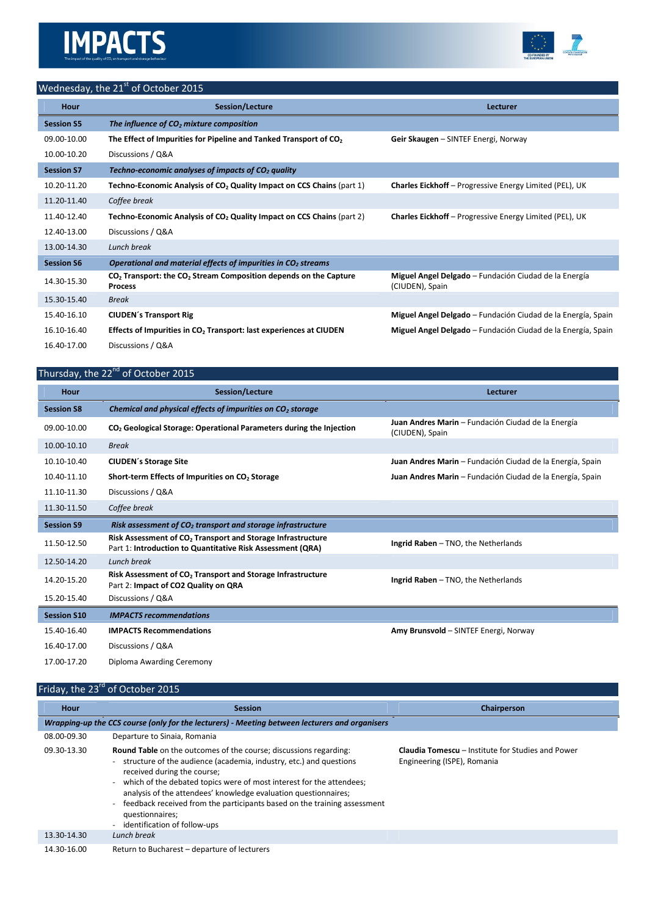# IMPACTS

## Wednesday, the 21st of October 2015

| Hour | Session/Lecture | Lecturer |
|---|---|---|
| **Session S5** | ***The influence of $CO_2$ mixture composition*** | |
| 09.00-10.00 | **The Effect of Impurities for Pipeline and Tanked Transport of $CO_2$** | **Geir Skaugen** – SINTEF Energi, Norway |
| 10.00-10.20 | Discussions / Q&A | |
| **Session S7** | ***Techno-economic analyses of impacts of $CO_2$ quality*** | |
| 10.20-11.20 | **Techno-Economic Analysis of $CO_2$ Quality Impact on CCS Chains** (part 1) | **Charles Eickhoff** – Progressive Energy Limited (PEL), UK |
| 11.20-11.40 | *Coffee break* | |
| 11.40-12.40 | **Techno-Economic Analysis of $CO_2$ Quality Impact on CCS Chains** (part 2) | **Charles Eickhoff** – Progressive Energy Limited (PEL), UK |
| 12.40-13.00 | Discussions / Q&A | |
| 13.00-14.30 | *Lunch break* | |
| **Session S6** | ***Operational and material effects of impurities in $CO_2$ streams*** | |
| 14.30-15.30 | **$CO_2$ Transport: the $CO_2$ Stream Composition depends on the Capture Process** | **Miguel Angel Delgado** – Fundación Ciudad de la Energía (CIUDEN), Spain |
| 15.30-15.40 | *Break* | |
| 15.40-16.10 | **CIUDEN´s Transport Rig** | **Miguel Angel Delgado** – Fundación Ciudad de la Energía, Spain |
| 16.10-16.40 | **Effects of Impurities in $CO_2$ Transport: last experiences at CIUDEN** | **Miguel Angel Delgado** – Fundación Ciudad de la Energía, Spain |
| 16.40-17.00 | Discussions / Q&A | |

## Thursday, the 22nd of October 2015

| Hour | Session/Lecture | Lecturer |
|---|---|---|
| **Session S8** | ***Chemical and physical effects of impurities on $CO_2$ storage*** | |
| 09.00-10.00 | **$CO_2$ Geological Storage: Operational Parameters during the Injection** | **Juan Andres Marin** – Fundación Ciudad de la Energía (CIUDEN), Spain |
| 10.00-10.10 | *Break* | |
| 10.10-10.40 | **CIUDEN´s Storage Site** | **Juan Andres Marin** – Fundación Ciudad de la Energía, Spain |
| 10.40-11.10 | **Short-term Effects of Impurities on $CO_2$ Storage** | **Juan Andres Marin** – Fundación Ciudad de la Energía, Spain |
| 11.10-11.30 | Discussions / Q&A | |
| 11.30-11.50 | *Coffee break* | |
| **Session S9** | ***Risk assessment of $CO_2$ transport and storage infrastructure*** | |
| 11.50-12.50 | **Risk Assessment of $CO_2$ Transport and Storage Infrastructure** Part 1: **Introduction to Quantitative Risk Assessment (QRA)** | **Ingrid Raben** – TNO, the Netherlands |
| 12.50-14.20 | *Lunch break* | |
| 14.20-15.20 | **Risk Assessment of $CO_2$ Transport and Storage Infrastructure** Part 2: **Impact of CO2 Quality on QRA** | **Ingrid Raben** – TNO, the Netherlands |
| 15.20-15.40 | Discussions / Q&A | |
| **Session S10** | ***IMPACTS recommendations*** | |
| 15.40-16.40 | **IMPACTS Recommendations** | **Amy Brunsvold** – SINTEF Energi, Norway |
| 16.40-17.00 | Discussions / Q&A | |
| 17.00-17.20 | Diploma Awarding Ceremony | |

## Friday, the 23rd of October 2015

| Hour | Session | Chairperson |
|---|---|---|
| ***Wrapping-up the CCS course (only for the lecturers) - Meeting between lecturers and organisers*** | | |
| 08.00-09.30 | Departure to Sinaia, Romania | |
| 09.30-13.30 | **Round Table** on the outcomes of the course; discussions regarding:<br>- structure of the audience (academia, industry, etc.) and questions received during the course;<br>- which of the debated topics were of most interest for the attendees; analysis of the attendees' knowledge evaluation questionnaires;<br>- feedback received from the participants based on the training assessment questionnaires;<br>- identification of follow-ups | **Claudia Tomescu** – Institute for Studies and Power Engineering (ISPE), Romania |
| 13.30-14.30 | *Lunch break* | |
| 14.30-16.00 | Return to Bucharest – departure of lecturers | |